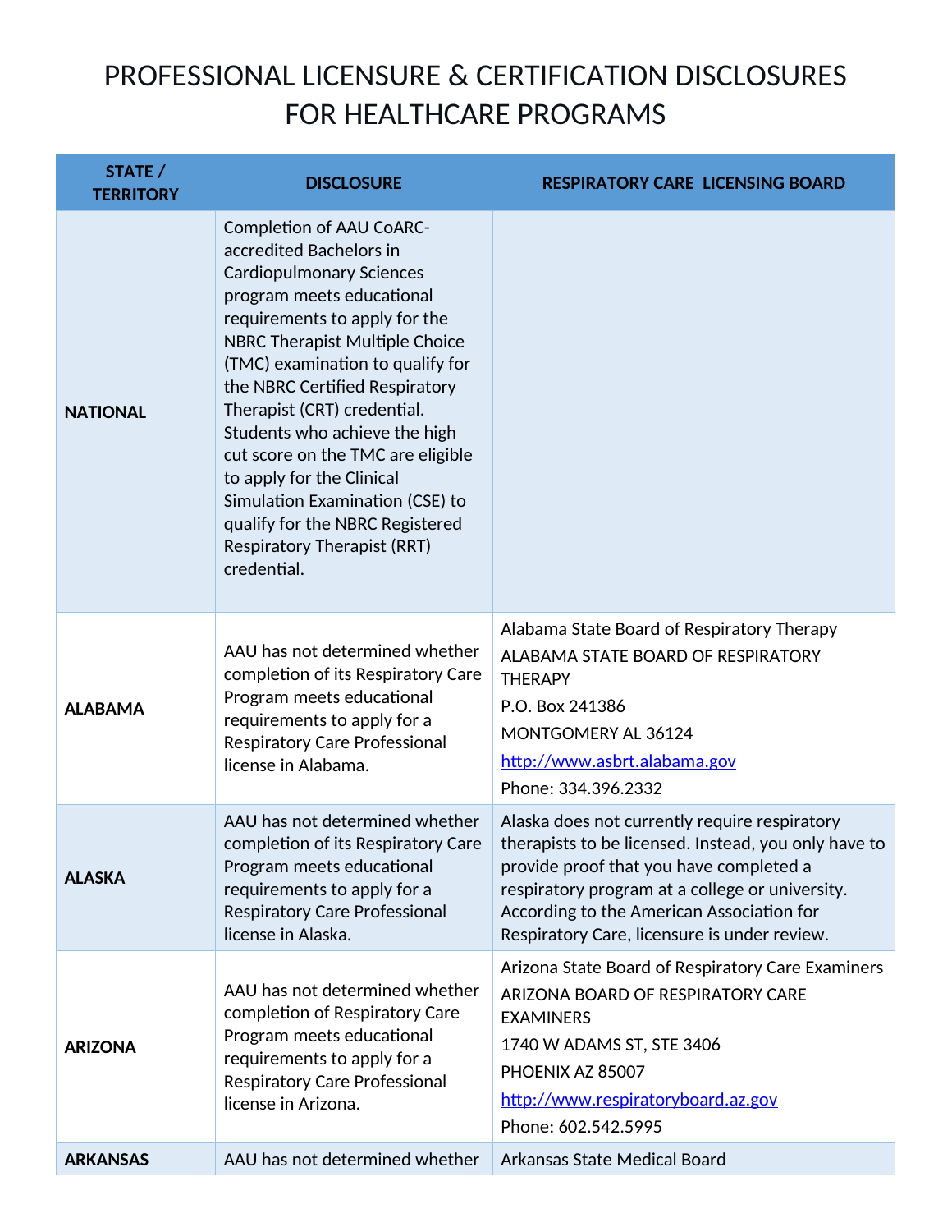# PROFESSIONAL LICENSURE & CERTIFICATION DISCLOSURES FOR HEALTHCARE PROGRAMS

| STATE / TERRITORY | DISCLOSURE | RESPIRATORY CARE LICENSING BOARD |
|---|---|---|
| **NATIONAL** | Completion of AAU CoARC-accredited Bachelors in Cardiopulmonary Sciences program meets educational requirements to apply for the NBRC Therapist Multiple Choice (TMC) examination to qualify for the NBRC Certified Respiratory Therapist (CRT) credential. Students who achieve the high cut score on the TMC are eligible to apply for the Clinical Simulation Examination (CSE) to qualify for the NBRC Registered Respiratory Therapist (RRT) credential. | |
| **ALABAMA** | AAU has not determined whether completion of its Respiratory Care Program meets educational requirements to apply for a Respiratory Care Professional license in Alabama. | Alabama State Board of Respiratory Therapy<br>ALABAMA STATE BOARD OF RESPIRATORY THERAPY<br>P.O. Box 241386<br>MONTGOMERY AL 36124<br>[http://www.asbrt.alabama.gov](http://www.asbrt.alabama.gov)<br>Phone: 334.396.2332 |
| **ALASKA** | AAU has not determined whether completion of its Respiratory Care Program meets educational requirements to apply for a Respiratory Care Professional license in Alaska. | Alaska does not currently require respiratory therapists to be licensed. Instead, you only have to provide proof that you have completed a respiratory program at a college or university. According to the American Association for Respiratory Care, licensure is under review. |
| **ARIZONA** | AAU has not determined whether completion of Respiratory Care Program meets educational requirements to apply for a Respiratory Care Professional license in Arizona. | Arizona State Board of Respiratory Care Examiners<br>ARIZONA BOARD OF RESPIRATORY CARE EXAMINERS<br>1740 W ADAMS ST, STE 3406<br>PHOENIX AZ 85007<br>[http://www.respiratoryboard.az.gov](http://www.respiratoryboard.az.gov)<br>Phone: 602.542.5995 |
| **ARKANSAS** | AAU has not determined whether | Arkansas State Medical Board |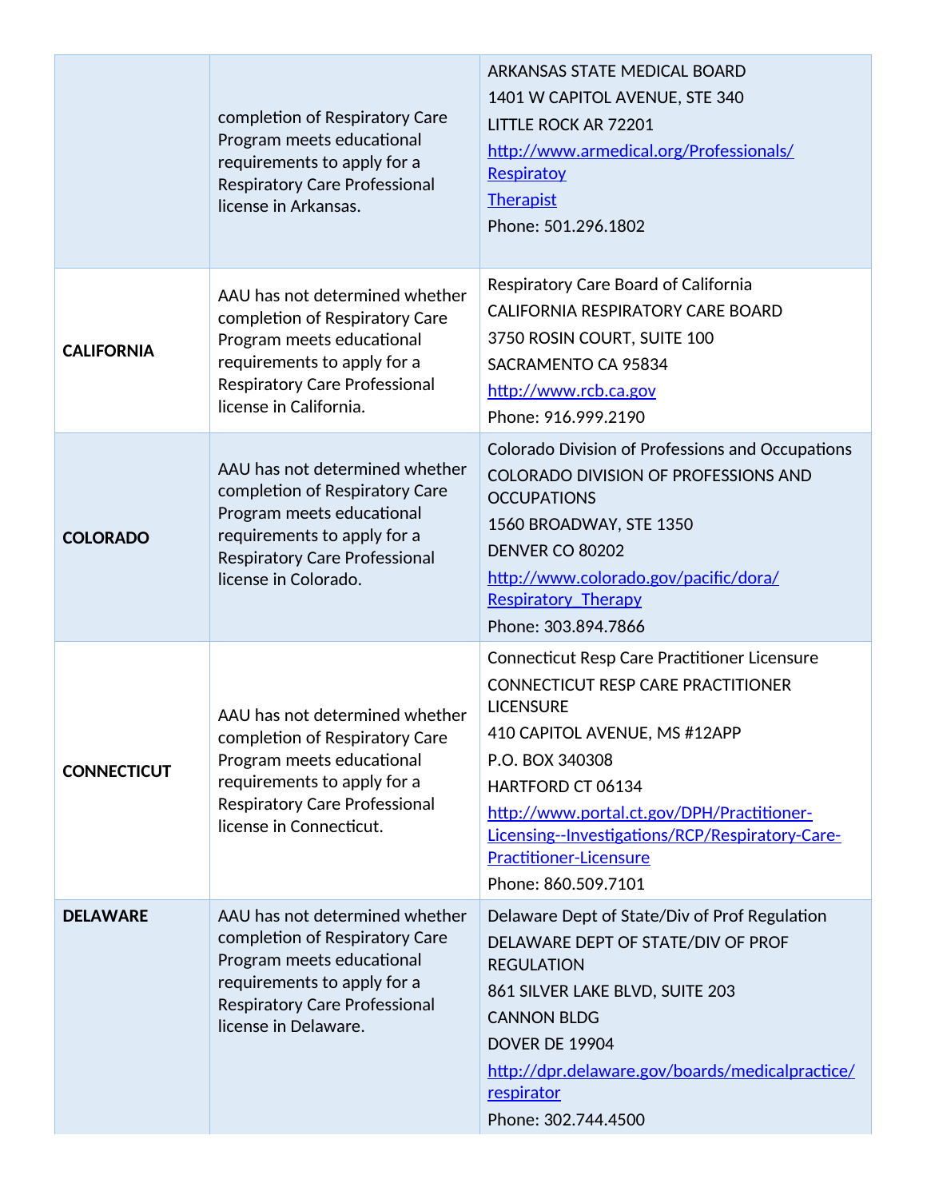|  |  |  |
| --- | --- | --- |
|  | completion of Respiratory Care Program meets educational requirements to apply for a Respiratory Care Professional license in Arkansas. | ARKANSAS STATE MEDICAL BOARD<br>1401 W CAPITOL AVENUE, STE 340<br>LITTLE ROCK AR 72201<br>http://www.armedical.org/Professionals/Respiratoy Therapist<br>Phone: 501.296.1802 |
| **CALIFORNIA** | AAU has not determined whether completion of Respiratory Care Program meets educational requirements to apply for a Respiratory Care Professional license in California. | Respiratory Care Board of California<br>CALIFORNIA RESPIRATORY CARE BOARD<br>3750 ROSIN COURT, SUITE 100<br>SACRAMENTO CA 95834<br>http://www.rcb.ca.gov<br>Phone: 916.999.2190 |
| **COLORADO** | AAU has not determined whether completion of Respiratory Care Program meets educational requirements to apply for a Respiratory Care Professional license in Colorado. | Colorado Division of Professions and Occupations<br>COLORADO DIVISION OF PROFESSIONS AND OCCUPATIONS<br>1560 BROADWAY, STE 1350<br>DENVER CO 80202<br>http://www.colorado.gov/pacific/dora/Respiratory_Therapy<br>Phone: 303.894.7866 |
| **CONNECTICUT** | AAU has not determined whether completion of Respiratory Care Program meets educational requirements to apply for a Respiratory Care Professional license in Connecticut. | Connecticut Resp Care Practitioner Licensure<br>CONNECTICUT RESP CARE PRACTITIONER LICENSURE<br>410 CAPITOL AVENUE, MS #12APP<br>P.O. BOX 340308<br>HARTFORD CT 06134<br>http://www.portal.ct.gov/DPH/Practitioner-Licensing--Investigations/RCP/Respiratory-Care-Practitioner-Licensure<br>Phone: 860.509.7101 |
| **DELAWARE** | AAU has not determined whether completion of Respiratory Care Program meets educational requirements to apply for a Respiratory Care Professional license in Delaware. | Delaware Dept of State/Div of Prof Regulation<br>DELAWARE DEPT OF STATE/DIV OF PROF REGULATION<br>861 SILVER LAKE BLVD, SUITE 203<br>CANNON BLDG<br>DOVER DE 19904<br>http://dpr.delaware.gov/boards/medicalpractice/respirator<br>Phone: 302.744.4500 |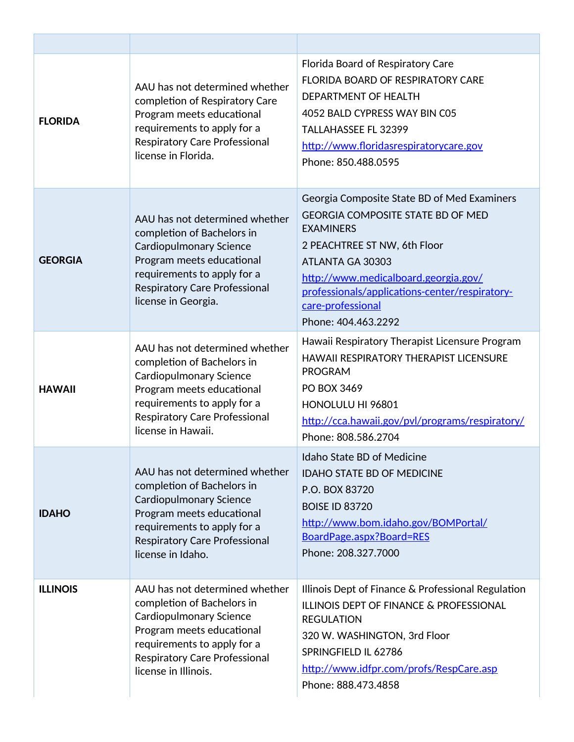| | | |
|---|---|---|
| **FLORIDA** | AAU has not determined whether completion of Respiratory Care Program meets educational requirements to apply for a Respiratory Care Professional license in Florida. | Florida Board of Respiratory Care<br>FLORIDA BOARD OF RESPIRATORY CARE<br>DEPARTMENT OF HEALTH<br>4052 BALD CYPRESS WAY BIN C05<br>TALLAHASSEE FL 32399<br>http://www.floridasrespiratorycare.gov<br>Phone: 850.488.0595 |
| **GEORGIA** | AAU has not determined whether completion of Bachelors in Cardiopulmonary Science Program meets educational requirements to apply for a Respiratory Care Professional license in Georgia. | Georgia Composite State BD of Med Examiners<br>GEORGIA COMPOSITE STATE BD OF MED EXAMINERS<br>2 PEACHTREE ST NW, 6th Floor<br>ATLANTA GA 30303<br>http://www.medicalboard.georgia.gov/professionals/applications-center/respiratory-care-professional<br>Phone: 404.463.2292 |
| **HAWAII** | AAU has not determined whether completion of Bachelors in Cardiopulmonary Science Program meets educational requirements to apply for a Respiratory Care Professional license in Hawaii. | Hawaii Respiratory Therapist Licensure Program<br>HAWAII RESPIRATORY THERAPIST LICENSURE PROGRAM<br>PO BOX 3469<br>HONOLULU HI 96801<br>http://cca.hawaii.gov/pvl/programs/respiratory/<br>Phone: 808.586.2704 |
| **IDAHO** | AAU has not determined whether completion of Bachelors in Cardiopulmonary Science Program meets educational requirements to apply for a Respiratory Care Professional license in Idaho. | Idaho State BD of Medicine<br>IDAHO STATE BD OF MEDICINE<br>P.O. BOX 83720<br>BOISE ID 83720<br>http://www.bom.idaho.gov/BOMPortal/BoardPage.aspx?Board=RES<br>Phone: 208.327.7000 |
| **ILLINOIS** | AAU has not determined whether completion of Bachelors in Cardiopulmonary Science Program meets educational requirements to apply for a Respiratory Care Professional license in Illinois. | Illinois Dept of Finance & Professional Regulation<br>ILLINOIS DEPT OF FINANCE & PROFESSIONAL REGULATION<br>320 W. WASHINGTON, 3rd Floor<br>SPRINGFIELD IL 62786<br>http://www.idfpr.com/profs/RespCare.asp<br>Phone: 888.473.4858 |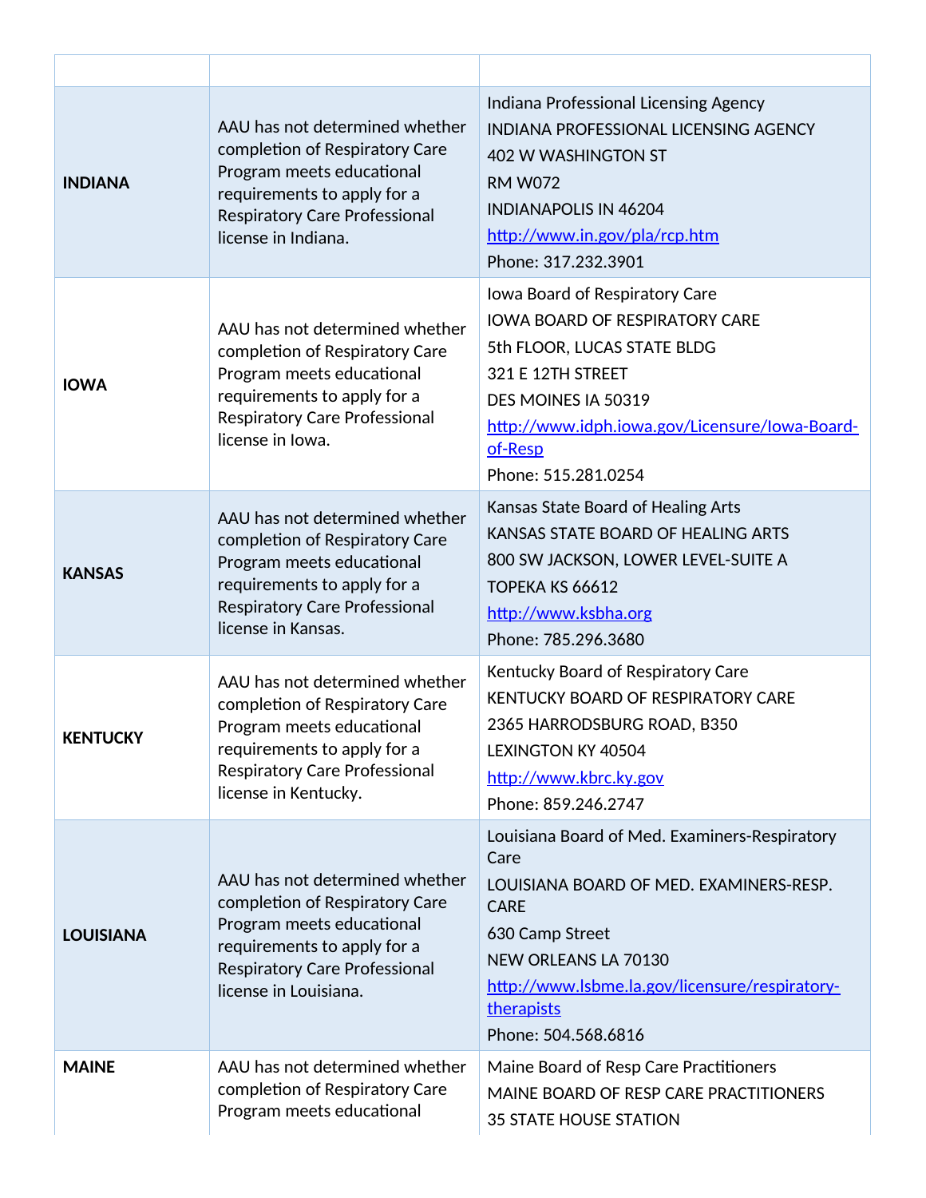| | | |
|---|---|---|
| **INDIANA** | AAU has not determined whether completion of Respiratory Care Program meets educational requirements to apply for a Respiratory Care Professional license in Indiana. | Indiana Professional Licensing Agency<br>INDIANA PROFESSIONAL LICENSING AGENCY<br>402 W WASHINGTON ST<br>RM W072<br>INDIANAPOLIS IN 46204<br>http://www.in.gov/pla/rcp.htm<br>Phone: 317.232.3901 |
| **IOWA** | AAU has not determined whether completion of Respiratory Care Program meets educational requirements to apply for a Respiratory Care Professional license in Iowa. | Iowa Board of Respiratory Care<br>IOWA BOARD OF RESPIRATORY CARE<br>5th FLOOR, LUCAS STATE BLDG<br>321 E 12TH STREET<br>DES MOINES IA 50319<br>http://www.idph.iowa.gov/Licensure/Iowa-Board-of-Resp<br>Phone: 515.281.0254 |
| **KANSAS** | AAU has not determined whether completion of Respiratory Care Program meets educational requirements to apply for a Respiratory Care Professional license in Kansas. | Kansas State Board of Healing Arts<br>KANSAS STATE BOARD OF HEALING ARTS<br>800 SW JACKSON, LOWER LEVEL-SUITE A<br>TOPEKA KS 66612<br>http://www.ksbha.org<br>Phone: 785.296.3680 |
| **KENTUCKY** | AAU has not determined whether completion of Respiratory Care Program meets educational requirements to apply for a Respiratory Care Professional license in Kentucky. | Kentucky Board of Respiratory Care<br>KENTUCKY BOARD OF RESPIRATORY CARE<br>2365 HARRODSBURG ROAD, B350<br>LEXINGTON KY 40504<br>http://www.kbrc.ky.gov<br>Phone: 859.246.2747 |
| **LOUISIANA** | AAU has not determined whether completion of Respiratory Care Program meets educational requirements to apply for a Respiratory Care Professional license in Louisiana. | Louisiana Board of Med. Examiners-Respiratory Care<br>LOUISIANA BOARD OF MED. EXAMINERS-RESP. CARE<br>630 Camp Street<br>NEW ORLEANS LA 70130<br>http://www.lsbme.la.gov/licensure/respiratory-therapists<br>Phone: 504.568.6816 |
| **MAINE** | AAU has not determined whether completion of Respiratory Care Program meets educational | Maine Board of Resp Care Practitioners<br>MAINE BOARD OF RESP CARE PRACTITIONERS<br>35 STATE HOUSE STATION |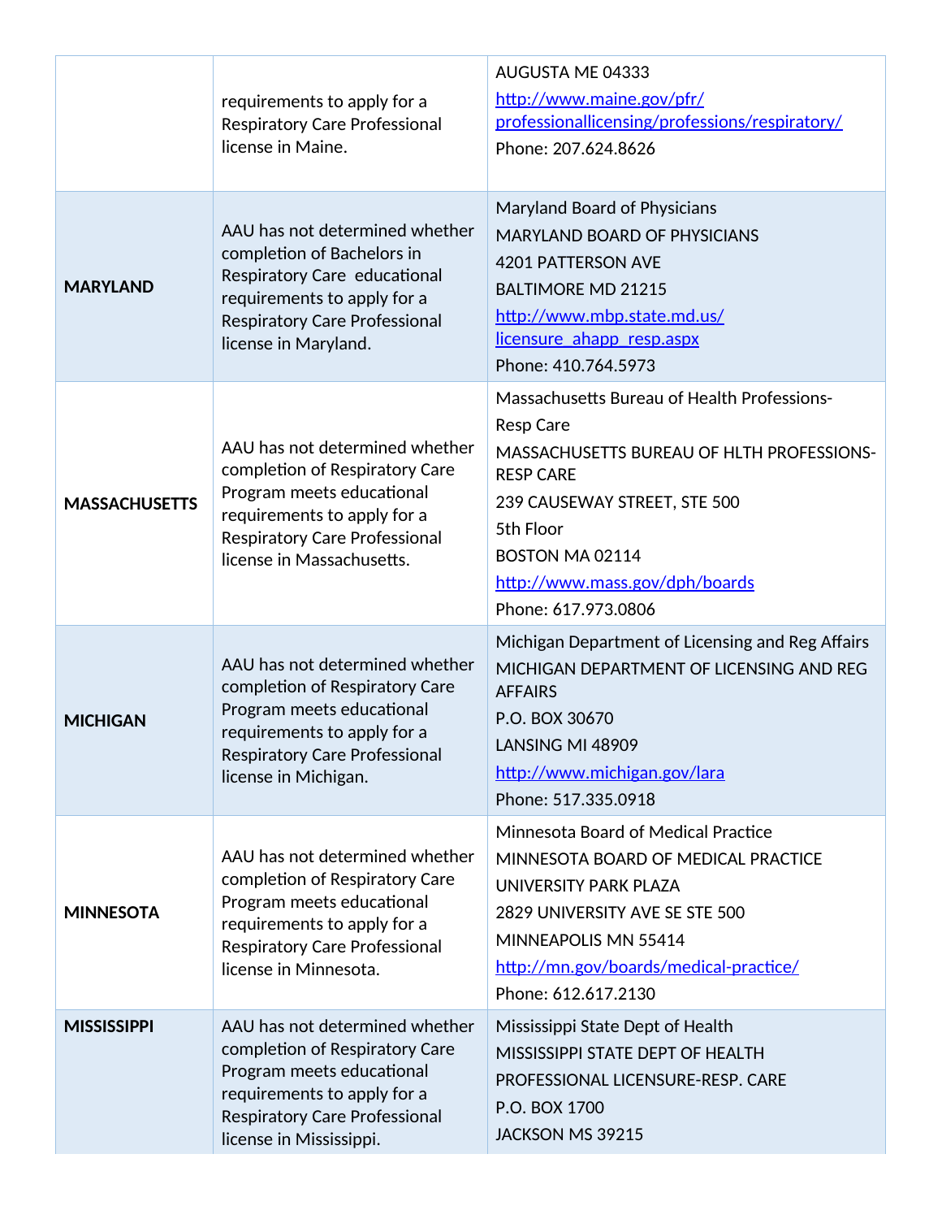| | | |
|---|---|---|
| | requirements to apply for a Respiratory Care Professional license in Maine. | AUGUSTA ME 04333<br>http://www.maine.gov/pfr/professionallicensing/professions/respiratory/<br>Phone: 207.624.8626 |
| **MARYLAND** | AAU has not determined whether completion of Bachelors in Respiratory Care educational requirements to apply for a Respiratory Care Professional license in Maryland. | Maryland Board of Physicians<br>MARYLAND BOARD OF PHYSICIANS<br>4201 PATTERSON AVE<br>BALTIMORE MD 21215<br>http://www.mbp.state.md.us/licensure_ahapp_resp.aspx<br>Phone: 410.764.5973 |
| **MASSACHUSETTS** | AAU has not determined whether completion of Respiratory Care Program meets educational requirements to apply for a Respiratory Care Professional license in Massachusetts. | Massachusetts Bureau of Health Professions-Resp Care<br>MASSACHUSETTS BUREAU OF HLTH PROFESSIONS-RESP CARE<br>239 CAUSEWAY STREET, STE 500<br>5th Floor<br>BOSTON MA 02114<br>http://www.mass.gov/dph/boards<br>Phone: 617.973.0806 |
| **MICHIGAN** | AAU has not determined whether completion of Respiratory Care Program meets educational requirements to apply for a Respiratory Care Professional license in Michigan. | Michigan Department of Licensing and Reg Affairs<br>MICHIGAN DEPARTMENT OF LICENSING AND REG AFFAIRS<br>P.O. BOX 30670<br>LANSING MI 48909<br>http://www.michigan.gov/lara<br>Phone: 517.335.0918 |
| **MINNESOTA** | AAU has not determined whether completion of Respiratory Care Program meets educational requirements to apply for a Respiratory Care Professional license in Minnesota. | Minnesota Board of Medical Practice<br>MINNESOTA BOARD OF MEDICAL PRACTICE<br>UNIVERSITY PARK PLAZA<br>2829 UNIVERSITY AVE SE STE 500<br>MINNEAPOLIS MN 55414<br>http://mn.gov/boards/medical-practice/<br>Phone: 612.617.2130 |
| **MISSISSIPPI** | AAU has not determined whether completion of Respiratory Care Program meets educational requirements to apply for a Respiratory Care Professional license in Mississippi. | Mississippi State Dept of Health<br>MISSISSIPPI STATE DEPT OF HEALTH<br>PROFESSIONAL LICENSURE-RESP. CARE<br>P.O. BOX 1700<br>JACKSON MS 39215 |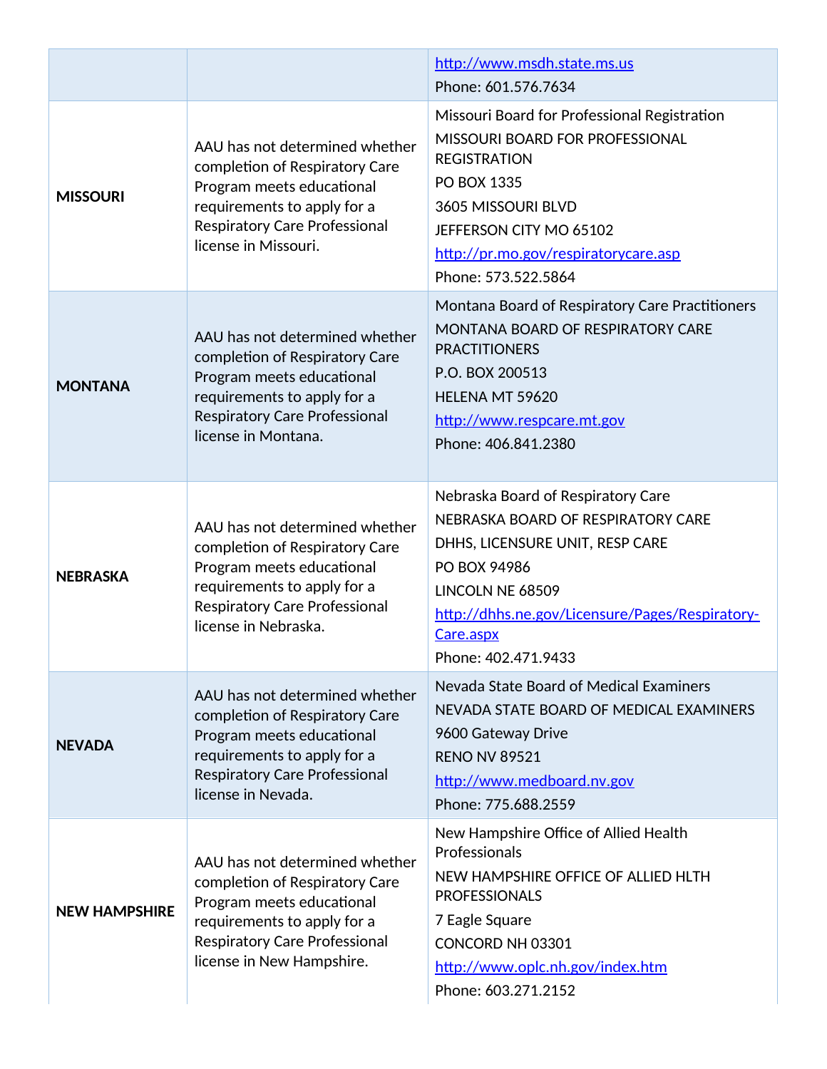| | | |
|---|---|---|
| | | http://www.msdh.state.ms.us<br>Phone: 601.576.7634 |
| **MISSOURI** | AAU has not determined whether completion of Respiratory Care Program meets educational requirements to apply for a Respiratory Care Professional license in Missouri. | Missouri Board for Professional Registration<br>MISSOURI BOARD FOR PROFESSIONAL REGISTRATION<br>PO BOX 1335<br>3605 MISSOURI BLVD<br>JEFFERSON CITY MO 65102<br>http://pr.mo.gov/respiratorycare.asp<br>Phone: 573.522.5864 |
| **MONTANA** | AAU has not determined whether completion of Respiratory Care Program meets educational requirements to apply for a Respiratory Care Professional license in Montana. | Montana Board of Respiratory Care Practitioners<br>MONTANA BOARD OF RESPIRATORY CARE PRACTITIONERS<br>P.O. BOX 200513<br>HELENA MT 59620<br>http://www.respcare.mt.gov<br>Phone: 406.841.2380 |
| **NEBRASKA** | AAU has not determined whether completion of Respiratory Care Program meets educational requirements to apply for a Respiratory Care Professional license in Nebraska. | Nebraska Board of Respiratory Care<br>NEBRASKA BOARD OF RESPIRATORY CARE<br>DHHS, LICENSURE UNIT, RESP CARE<br>PO BOX 94986<br>LINCOLN NE 68509<br>http://dhhs.ne.gov/Licensure/Pages/Respiratory-Care.aspx<br>Phone: 402.471.9433 |
| **NEVADA** | AAU has not determined whether completion of Respiratory Care Program meets educational requirements to apply for a Respiratory Care Professional license in Nevada. | Nevada State Board of Medical Examiners<br>NEVADA STATE BOARD OF MEDICAL EXAMINERS<br>9600 Gateway Drive<br>RENO NV 89521<br>http://www.medboard.nv.gov<br>Phone: 775.688.2559 |
| **NEW HAMPSHIRE** | AAU has not determined whether completion of Respiratory Care Program meets educational requirements to apply for a Respiratory Care Professional license in New Hampshire. | New Hampshire Office of Allied Health Professionals<br>NEW HAMPSHIRE OFFICE OF ALLIED HLTH PROFESSIONALS<br>7 Eagle Square<br>CONCORD NH 03301<br>http://www.oplc.nh.gov/index.htm<br>Phone: 603.271.2152 |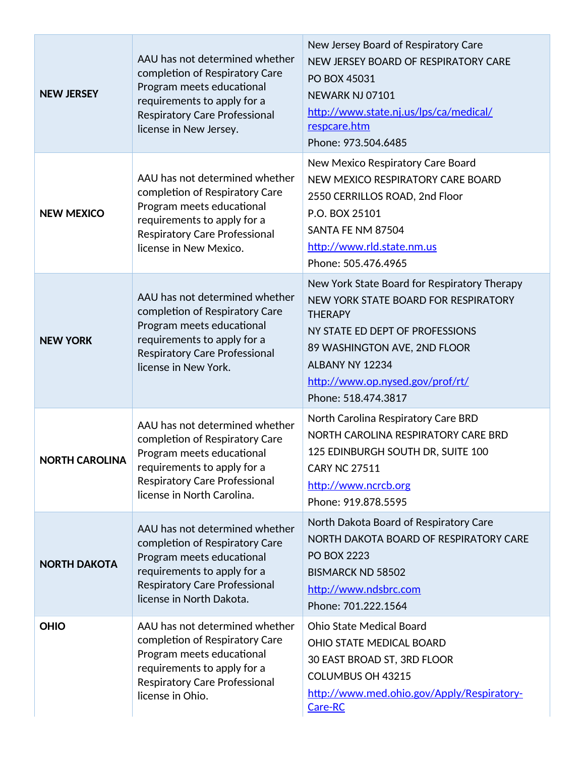| | | |
|---|---|---|
| **NEW JERSEY** | AAU has not determined whether completion of Respiratory Care Program meets educational requirements to apply for a Respiratory Care Professional license in New Jersey. | New Jersey Board of Respiratory Care<br>NEW JERSEY BOARD OF RESPIRATORY CARE<br>PO BOX 45031<br>NEWARK NJ 07101<br>http://www.state.nj.us/lps/ca/medical/respcare.htm<br>Phone: 973.504.6485 |
| **NEW MEXICO** | AAU has not determined whether completion of Respiratory Care Program meets educational requirements to apply for a Respiratory Care Professional license in New Mexico. | New Mexico Respiratory Care Board<br>NEW MEXICO RESPIRATORY CARE BOARD<br>2550 CERRILLOS ROAD, 2nd Floor<br>P.O. BOX 25101<br>SANTA FE NM 87504<br>http://www.rld.state.nm.us<br>Phone: 505.476.4965 |
| **NEW YORK** | AAU has not determined whether completion of Respiratory Care Program meets educational requirements to apply for a Respiratory Care Professional license in New York. | New York State Board for Respiratory Therapy<br>NEW YORK STATE BOARD FOR RESPIRATORY THERAPY<br>NY STATE ED DEPT OF PROFESSIONS<br>89 WASHINGTON AVE, 2ND FLOOR<br>ALBANY NY 12234<br>http://www.op.nysed.gov/prof/rt/<br>Phone: 518.474.3817 |
| **NORTH CAROLINA** | AAU has not determined whether completion of Respiratory Care Program meets educational requirements to apply for a Respiratory Care Professional license in North Carolina. | North Carolina Respiratory Care BRD<br>NORTH CAROLINA RESPIRATORY CARE BRD<br>125 EDINBURGH SOUTH DR, SUITE 100<br>CARY NC 27511<br>http://www.ncrcb.org<br>Phone: 919.878.5595 |
| **NORTH DAKOTA** | AAU has not determined whether completion of Respiratory Care Program meets educational requirements to apply for a Respiratory Care Professional license in North Dakota. | North Dakota Board of Respiratory Care<br>NORTH DAKOTA BOARD OF RESPIRATORY CARE<br>PO BOX 2223<br>BISMARCK ND 58502<br>http://www.ndsbrc.com<br>Phone: 701.222.1564 |
| **OHIO** | AAU has not determined whether completion of Respiratory Care Program meets educational requirements to apply for a Respiratory Care Professional license in Ohio. | Ohio State Medical Board<br>OHIO STATE MEDICAL BOARD<br>30 EAST BROAD ST, 3RD FLOOR<br>COLUMBUS OH 43215<br>http://www.med.ohio.gov/Apply/Respiratory-Care-RC |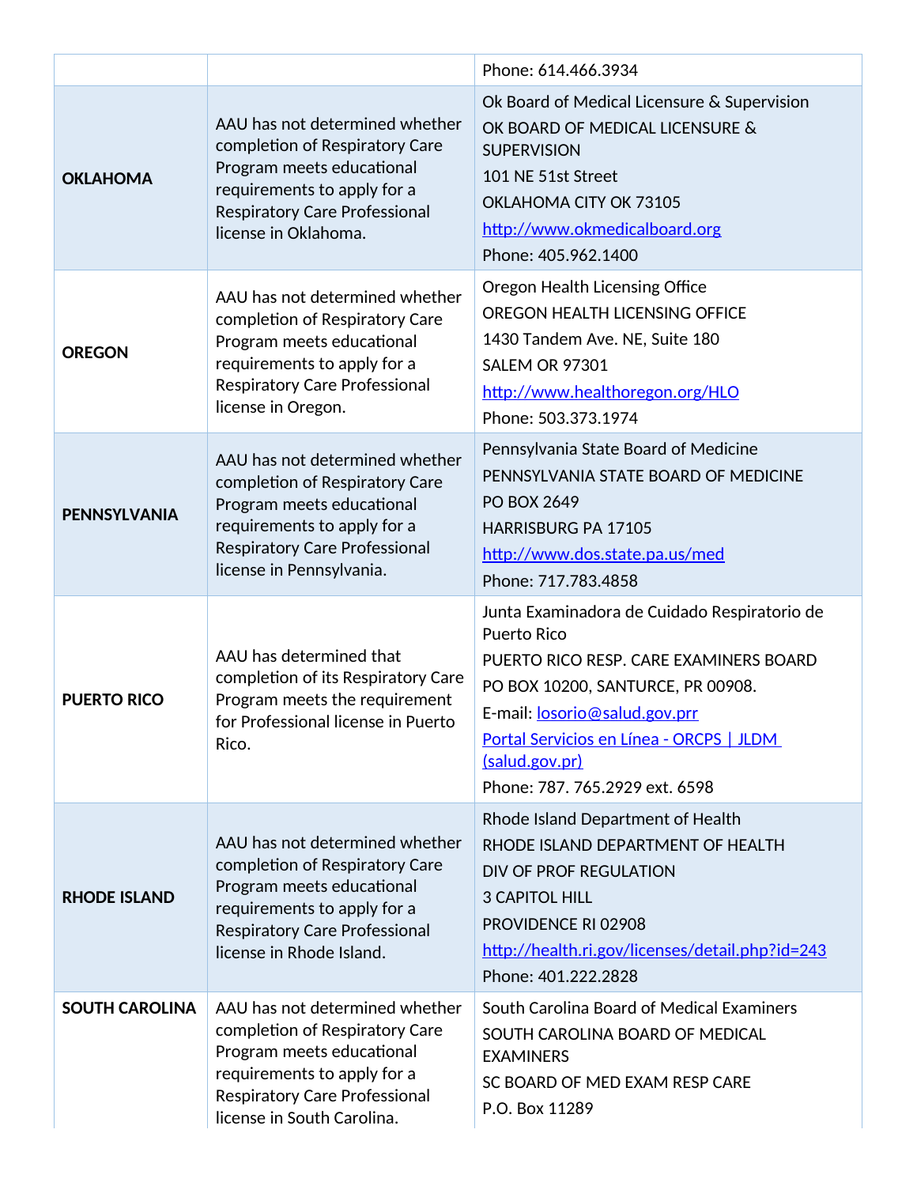| | | |
|---|---|---|
| | | Phone: 614.466.3934 |
| **OKLAHOMA** | AAU has not determined whether completion of Respiratory Care Program meets educational requirements to apply for a Respiratory Care Professional license in Oklahoma. | Ok Board of Medical Licensure & Supervision<br>OK BOARD OF MEDICAL LICENSURE & SUPERVISION<br>101 NE 51st Street<br>OKLAHOMA CITY OK 73105<br>http://www.okmedicalboard.org<br>Phone: 405.962.1400 |
| **OREGON** | AAU has not determined whether completion of Respiratory Care Program meets educational requirements to apply for a Respiratory Care Professional license in Oregon. | Oregon Health Licensing Office<br>OREGON HEALTH LICENSING OFFICE<br>1430 Tandem Ave. NE, Suite 180<br>SALEM OR 97301<br>http://www.healthoregon.org/HLO<br>Phone: 503.373.1974 |
| **PENNSYLVANIA** | AAU has not determined whether completion of Respiratory Care Program meets educational requirements to apply for a Respiratory Care Professional license in Pennsylvania. | Pennsylvania State Board of Medicine<br>PENNSYLVANIA STATE BOARD OF MEDICINE<br>PO BOX 2649<br>HARRISBURG PA 17105<br>http://www.dos.state.pa.us/med<br>Phone: 717.783.4858 |
| **PUERTO RICO** | AAU has determined that completion of its Respiratory Care Program meets the requirement for Professional license in Puerto Rico. | Junta Examinadora de Cuidado Respiratorio de Puerto Rico<br>PUERTO RICO RESP. CARE EXAMINERS BOARD<br>PO BOX 10200, SANTURCE, PR 00908.<br>E-mail: losorio@salud.gov.prr<br>Portal Servicios en Línea - ORCPS \| JLDM (salud.gov.pr)<br>Phone: 787. 765.2929 ext. 6598 |
| **RHODE ISLAND** | AAU has not determined whether completion of Respiratory Care Program meets educational requirements to apply for a Respiratory Care Professional license in Rhode Island. | Rhode Island Department of Health<br>RHODE ISLAND DEPARTMENT OF HEALTH<br>DIV OF PROF REGULATION<br>3 CAPITOL HILL<br>PROVIDENCE RI 02908<br>http://health.ri.gov/licenses/detail.php?id=243<br>Phone: 401.222.2828 |
| **SOUTH CAROLINA** | AAU has not determined whether completion of Respiratory Care Program meets educational requirements to apply for a Respiratory Care Professional license in South Carolina. | South Carolina Board of Medical Examiners<br>SOUTH CAROLINA BOARD OF MEDICAL EXAMINERS<br>SC BOARD OF MED EXAM RESP CARE<br>P.O. Box 11289 |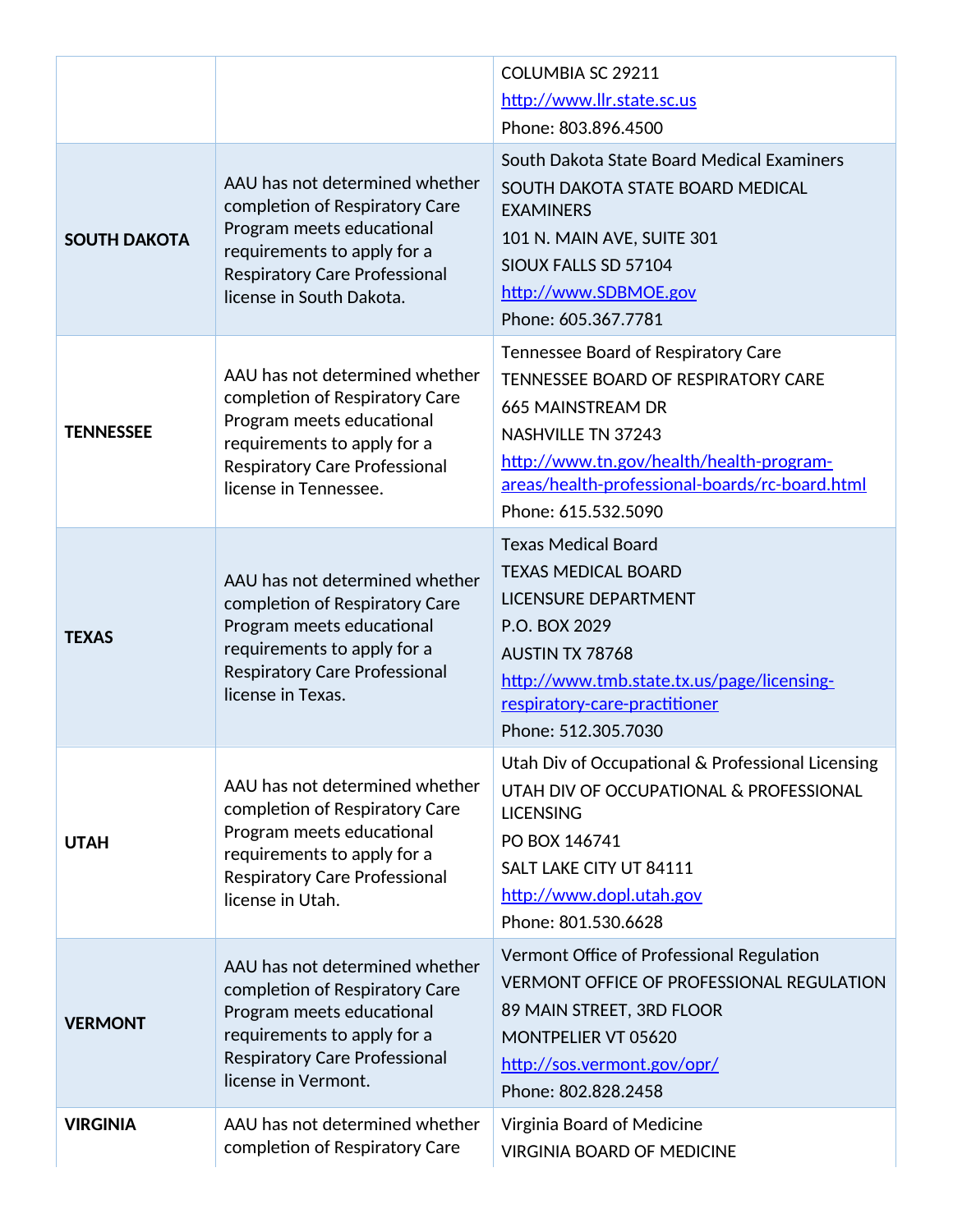| | | |
|---|---|---|
| | | COLUMBIA SC 29211<br>http://www.llr.state.sc.us<br>Phone: 803.896.4500 |
| **SOUTH DAKOTA** | AAU has not determined whether completion of Respiratory Care Program meets educational requirements to apply for a Respiratory Care Professional license in South Dakota. | South Dakota State Board Medical Examiners<br>SOUTH DAKOTA STATE BOARD MEDICAL EXAMINERS<br>101 N. MAIN AVE, SUITE 301<br>SIOUX FALLS SD 57104<br>http://www.SDBMOE.gov<br>Phone: 605.367.7781 |
| **TENNESSEE** | AAU has not determined whether completion of Respiratory Care Program meets educational requirements to apply for a Respiratory Care Professional license in Tennessee. | Tennessee Board of Respiratory Care<br>TENNESSEE BOARD OF RESPIRATORY CARE<br>665 MAINSTREAM DR<br>NASHVILLE TN 37243<br>http://www.tn.gov/health/health-program-areas/health-professional-boards/rc-board.html<br>Phone: 615.532.5090 |
| **TEXAS** | AAU has not determined whether completion of Respiratory Care Program meets educational requirements to apply for a Respiratory Care Professional license in Texas. | Texas Medical Board<br>TEXAS MEDICAL BOARD<br>LICENSURE DEPARTMENT<br>P.O. BOX 2029<br>AUSTIN TX 78768<br>http://www.tmb.state.tx.us/page/licensing-respiratory-care-practitioner<br>Phone: 512.305.7030 |
| **UTAH** | AAU has not determined whether completion of Respiratory Care Program meets educational requirements to apply for a Respiratory Care Professional license in Utah. | Utah Div of Occupational & Professional Licensing<br>UTAH DIV OF OCCUPATIONAL & PROFESSIONAL LICENSING<br>PO BOX 146741<br>SALT LAKE CITY UT 84111<br>http://www.dopl.utah.gov<br>Phone: 801.530.6628 |
| **VERMONT** | AAU has not determined whether completion of Respiratory Care Program meets educational requirements to apply for a Respiratory Care Professional license in Vermont. | Vermont Office of Professional Regulation<br>VERMONT OFFICE OF PROFESSIONAL REGULATION<br>89 MAIN STREET, 3RD FLOOR<br>MONTPELIER VT 05620<br>http://sos.vermont.gov/opr/<br>Phone: 802.828.2458 |
| **VIRGINIA** | AAU has not determined whether completion of Respiratory Care | Virginia Board of Medicine<br>VIRGINIA BOARD OF MEDICINE |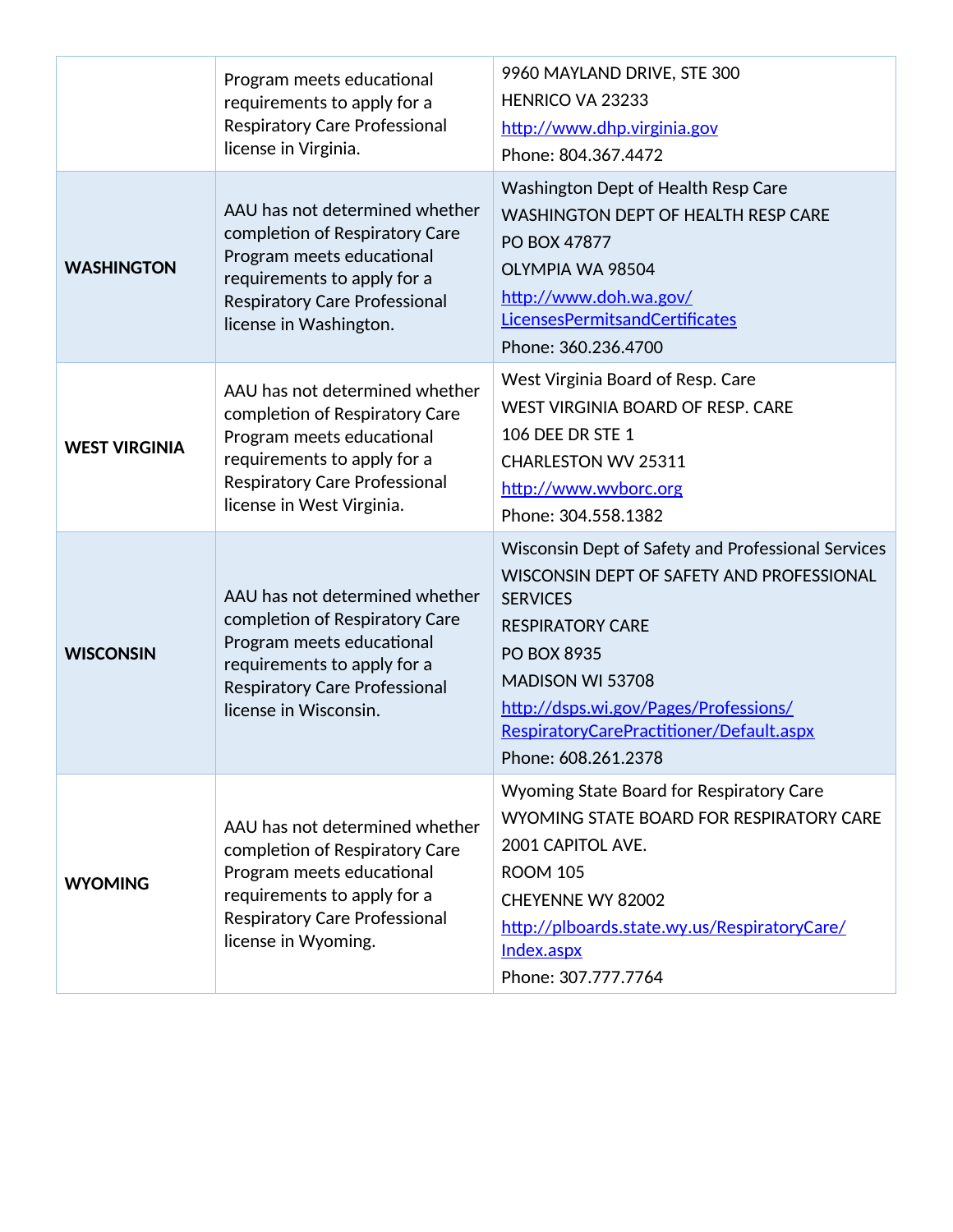| | | |
|---|---|---|
| | Program meets educational requirements to apply for a Respiratory Care Professional license in Virginia. | 9960 MAYLAND DRIVE, STE 300<br>HENRICO VA 23233<br>http://www.dhp.virginia.gov<br>Phone: 804.367.4472 |
| **WASHINGTON** | AAU has not determined whether completion of Respiratory Care Program meets educational requirements to apply for a Respiratory Care Professional license in Washington. | Washington Dept of Health Resp Care<br>WASHINGTON DEPT OF HEALTH RESP CARE<br>PO BOX 47877<br>OLYMPIA WA 98504<br>http://www.doh.wa.gov/LicensesPermitsandCertificates<br>Phone: 360.236.4700 |
| **WEST VIRGINIA** | AAU has not determined whether completion of Respiratory Care Program meets educational requirements to apply for a Respiratory Care Professional license in West Virginia. | West Virginia Board of Resp. Care<br>WEST VIRGINIA BOARD OF RESP. CARE<br>106 DEE DR STE 1<br>CHARLESTON WV 25311<br>http://www.wvborc.org<br>Phone: 304.558.1382 |
| **WISCONSIN** | AAU has not determined whether completion of Respiratory Care Program meets educational requirements to apply for a Respiratory Care Professional license in Wisconsin. | Wisconsin Dept of Safety and Professional Services<br>WISCONSIN DEPT OF SAFETY AND PROFESSIONAL SERVICES<br>RESPIRATORY CARE<br>PO BOX 8935<br>MADISON WI 53708<br>http://dsps.wi.gov/Pages/Professions/RespiratoryCarePractitioner/Default.aspx<br>Phone: 608.261.2378 |
| **WYOMING** | AAU has not determined whether completion of Respiratory Care Program meets educational requirements to apply for a Respiratory Care Professional license in Wyoming. | Wyoming State Board for Respiratory Care<br>WYOMING STATE BOARD FOR RESPIRATORY CARE<br>2001 CAPITOL AVE.<br>ROOM 105<br>CHEYENNE WY 82002<br>http://plboards.state.wy.us/RespiratoryCare/Index.aspx<br>Phone: 307.777.7764 |